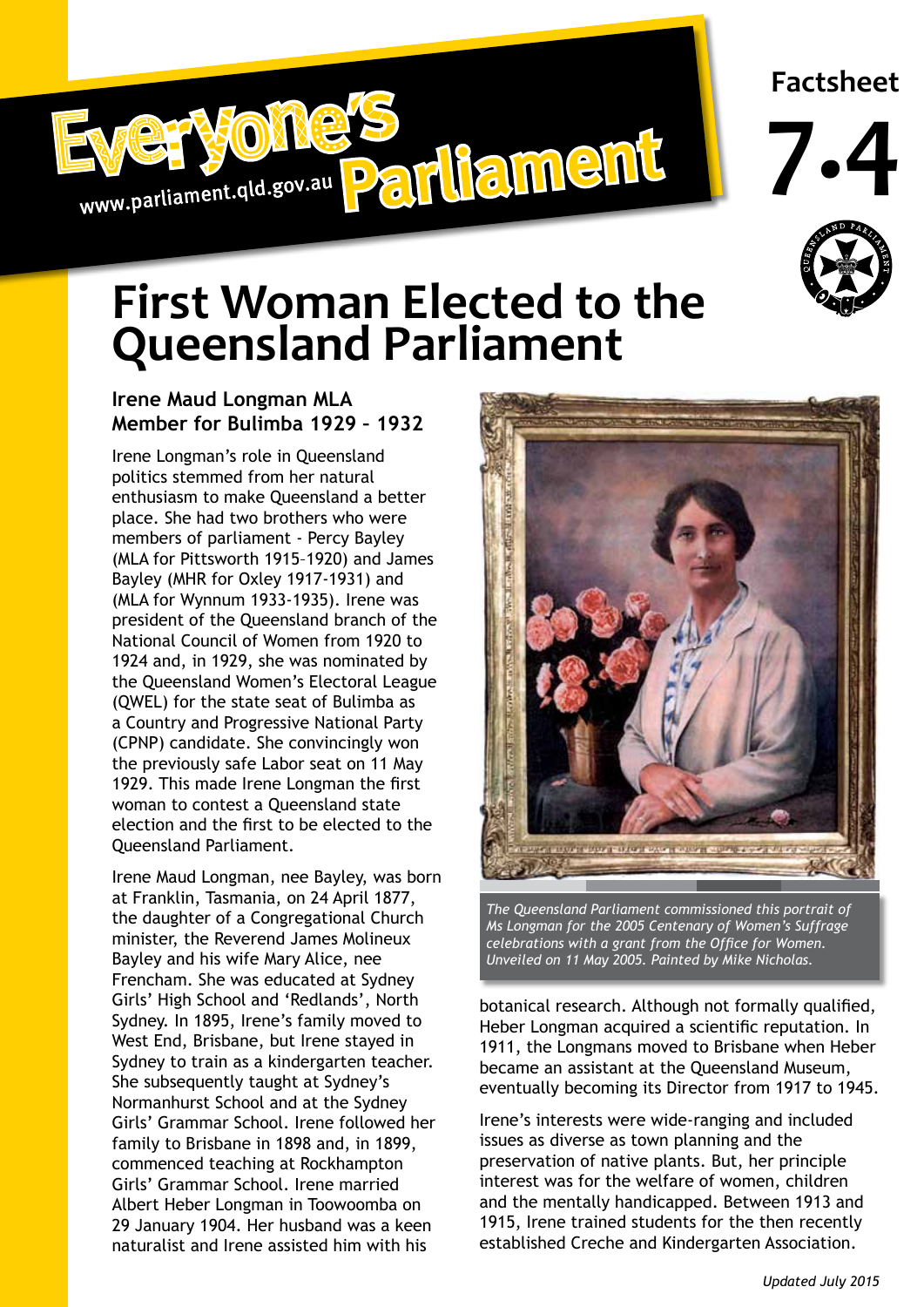Everyone's Parliament
www.parliament.qld.gov.au

Factsheet

7.4

# First Woman Elected to the Queensland Parliament

### Irene Maud Longman MLA
### Member for Bulimba 1929 – 1932

Irene Longman's role in Queensland politics stemmed from her natural enthusiasm to make Queensland a better place. She had two brothers who were members of parliament - Percy Bayley (MLA for Pittsworth 1915–1920) and James Bayley (MHR for Oxley 1917-1931) and (MLA for Wynnum 1933-1935). Irene was president of the Queensland branch of the National Council of Women from 1920 to 1924 and, in 1929, she was nominated by the Queensland Women's Electoral League (QWEL) for the state seat of Bulimba as a Country and Progressive National Party (CPNP) candidate. She convincingly won the previously safe Labor seat on 11 May 1929. This made Irene Longman the first woman to contest a Queensland state election and the first to be elected to the Queensland Parliament.

Irene Maud Longman, nee Bayley, was born at Franklin, Tasmania, on 24 April 1877, the daughter of a Congregational Church minister, the Reverend James Molineux Bayley and his wife Mary Alice, nee Frencham. She was educated at Sydney Girls' High School and 'Redlands', North Sydney. In 1895, Irene's family moved to West End, Brisbane, but Irene stayed in Sydney to train as a kindergarten teacher. She subsequently taught at Sydney's Normanhurst School and at the Sydney Girls' Grammar School. Irene followed her family to Brisbane in 1898 and, in 1899, commenced teaching at Rockhampton Girls' Grammar School. Irene married Albert Heber Longman in Toowoomba on 29 January 1904. Her husband was a keen naturalist and Irene assisted him with his botanical research. Although not formally qualified, Heber Longman acquired a scientific reputation. In 1911, the Longmans moved to Brisbane when Heber became an assistant at the Queensland Museum, eventually becoming its Director from 1917 to 1945.

*The Queensland Parliament commissioned this portrait of Ms Longman for the 2005 Centenary of Women's Suffrage celebrations with a grant from the Office for Women. Unveiled on 11 May 2005. Painted by Mike Nicholas.*

Irene's interests were wide-ranging and included issues as diverse as town planning and the preservation of native plants. But, her principle interest was for the welfare of women, children and the mentally handicapped. Between 1913 and 1915, Irene trained students for the then recently established Creche and Kindergarten Association.

*Updated July 2015*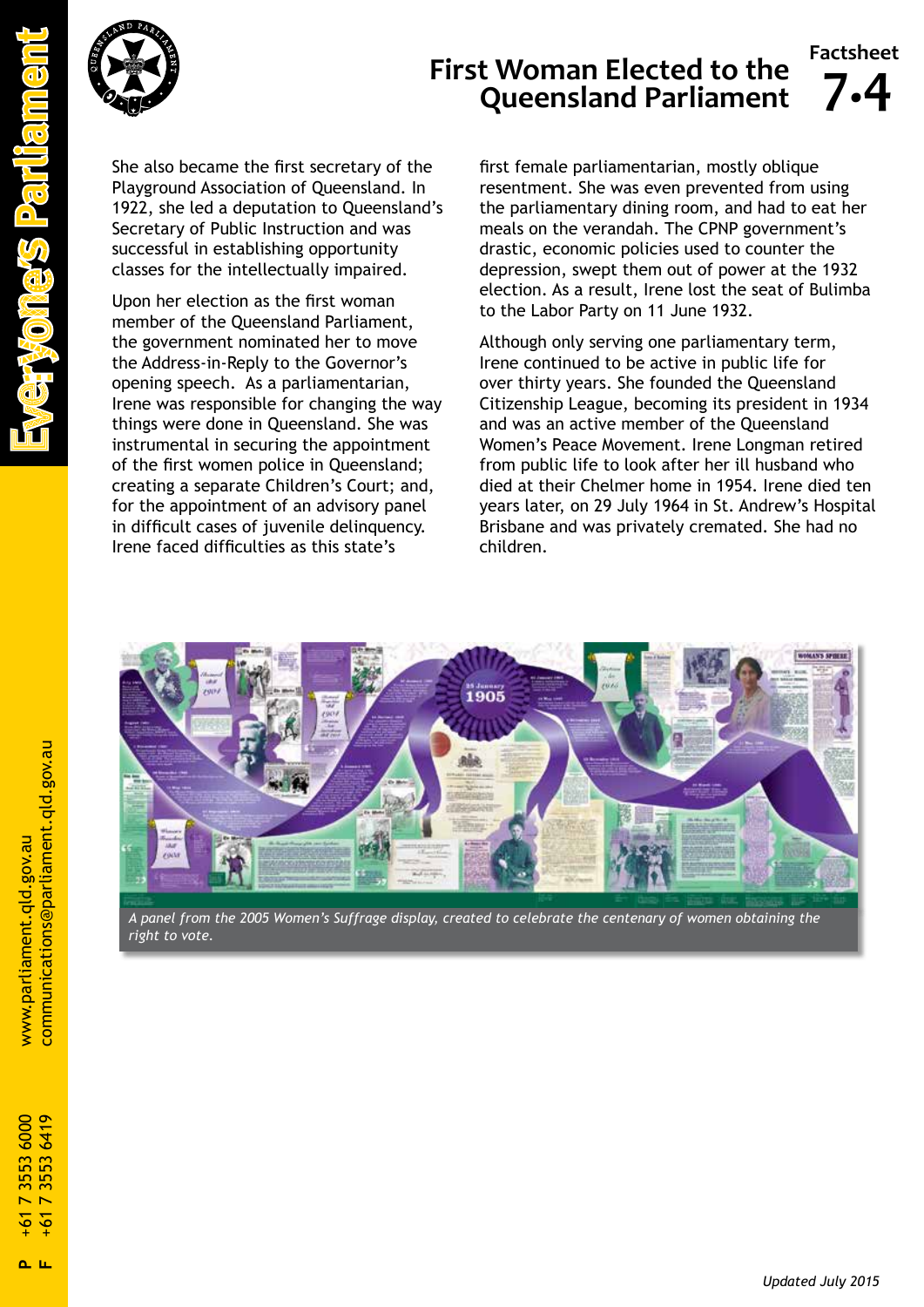She also became the first secretary of the Playground Association of Queensland. In 1922, she led a deputation to Queensland's Secretary of Public Instruction and was successful in establishing opportunity classes for the intellectually impaired.

Upon her election as the first woman member of the Queensland Parliament, the government nominated her to move the Address-in-Reply to the Governor's opening speech. As a parliamentarian, Irene was responsible for changing the way things were done in Queensland. She was instrumental in securing the appointment of the first women police in Queensland; creating a separate Children's Court; and, for the appointment of an advisory panel in difficult cases of juvenile delinquency. Irene faced difficulties as this state's first female parliamentarian, mostly oblique resentment. She was even prevented from using the parliamentary dining room, and had to eat her meals on the verandah. The CPNP government's drastic, economic policies used to counter the depression, swept them out of power at the 1932 election. As a result, Irene lost the seat of Bulimba to the Labor Party on 11 June 1932.

Although only serving one parliamentary term, Irene continued to be active in public life for over thirty years. She founded the Queensland Citizenship League, becoming its president in 1934 and was an active member of the Queensland Women's Peace Movement. Irene Longman retired from public life to look after her ill husband who died at their Chelmer home in 1954. Irene died ten years later, on 29 July 1964 in St. Andrew's Hospital Brisbane and was privately cremated. She had no children.

*A panel from the 2005 Women's Suffrage display, created to celebrate the centenary of women obtaining the right to vote.*

*Updated July 2015*